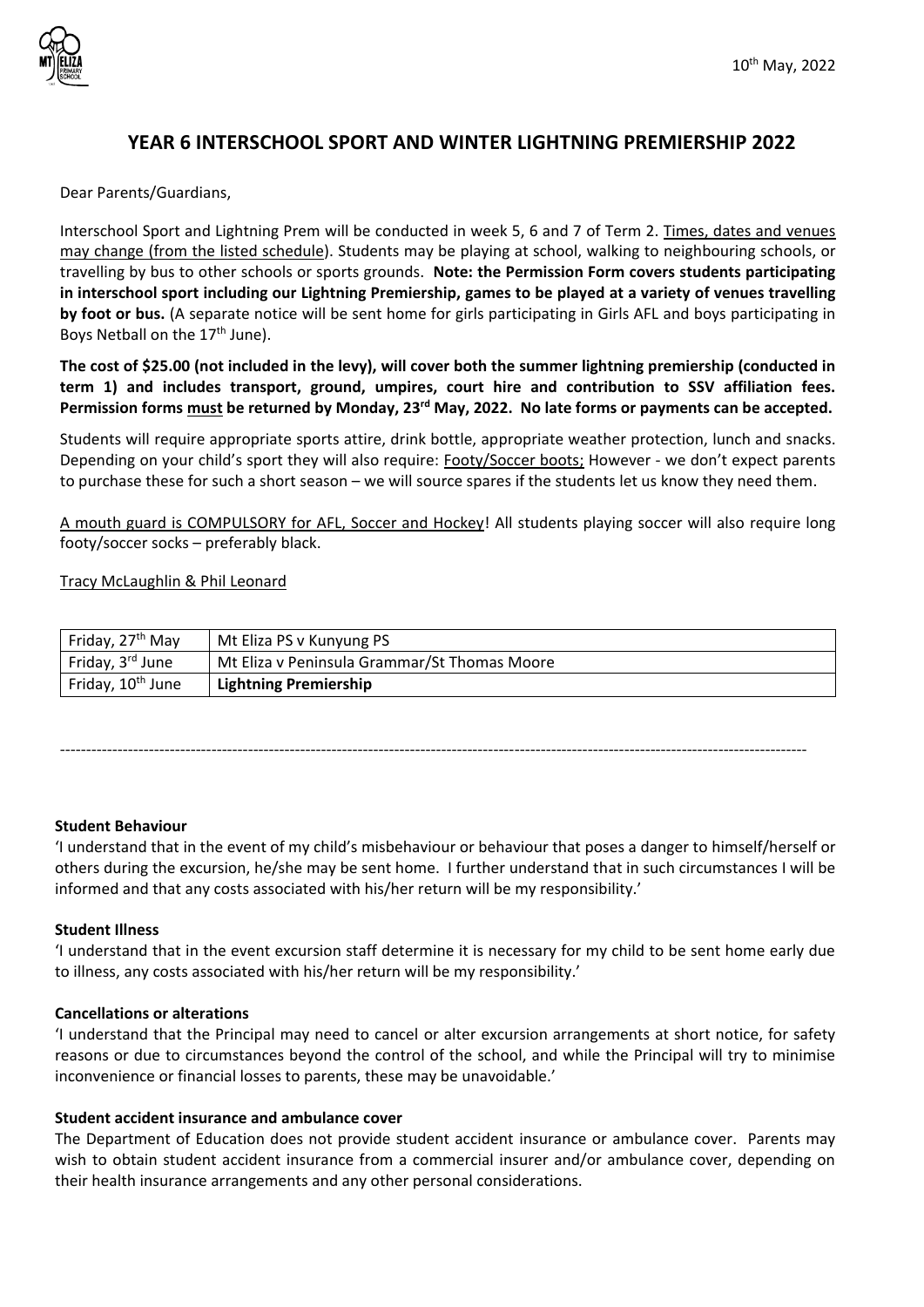10th May, 2022

## YEAR 6 INTERSCHOOL SPORT AND WINTER LIGHTNING PREMIERSHIP 2022

Dear Parents/Guardians,

Interschool Sport and Lightning Prem will be conducted in week 5, 6 and 7 of Term 2. Times, dates and venues may change (from the listed schedule). Students may be playing at school, walking to neighbouring schools, or travelling by bus to other schools or sports grounds. **Note: the Permission Form covers students participating in interschool sport including our Lightning Premiership, games to be played at a variety of venues travelling by foot or bus.** (A separate notice will be sent home for girls participating in Girls AFL and boys participating in Boys Netball on the 17th June).

**The cost of $25.00 (not included in the levy), will cover both the summer lightning premiership (conducted in term 1) and includes transport, ground, umpires, court hire and contribution to SSV affiliation fees. Permission forms must be returned by Monday, 23rd May, 2022. No late forms or payments can be accepted.**

Students will require appropriate sports attire, drink bottle, appropriate weather protection, lunch and snacks. Depending on your child's sport they will also require: Footy/Soccer boots; However - we don't expect parents to purchase these for such a short season – we will source spares if the students let us know they need them.

A mouth guard is COMPULSORY for AFL, Soccer and Hockey! All students playing soccer will also require long footy/soccer socks – preferably black.

Tracy McLaughlin & Phil Leonard

| | |
|---|---|
| Friday, 27th May | Mt Eliza PS v Kunyung PS |
| Friday, 3rd June | Mt Eliza v Peninsula Grammar/St Thomas Moore |
| Friday, 10th June | **Lightning Premiership** |

---

**Student Behaviour**

'I understand that in the event of my child's misbehaviour or behaviour that poses a danger to himself/herself or others during the excursion, he/she may be sent home. I further understand that in such circumstances I will be informed and that any costs associated with his/her return will be my responsibility.'

**Student Illness**

'I understand that in the event excursion staff determine it is necessary for my child to be sent home early due to illness, any costs associated with his/her return will be my responsibility.'

**Cancellations or alterations**

'I understand that the Principal may need to cancel or alter excursion arrangements at short notice, for safety reasons or due to circumstances beyond the control of the school, and while the Principal will try to minimise inconvenience or financial losses to parents, these may be unavoidable.'

**Student accident insurance and ambulance cover**

The Department of Education does not provide student accident insurance or ambulance cover. Parents may wish to obtain student accident insurance from a commercial insurer and/or ambulance cover, depending on their health insurance arrangements and any other personal considerations.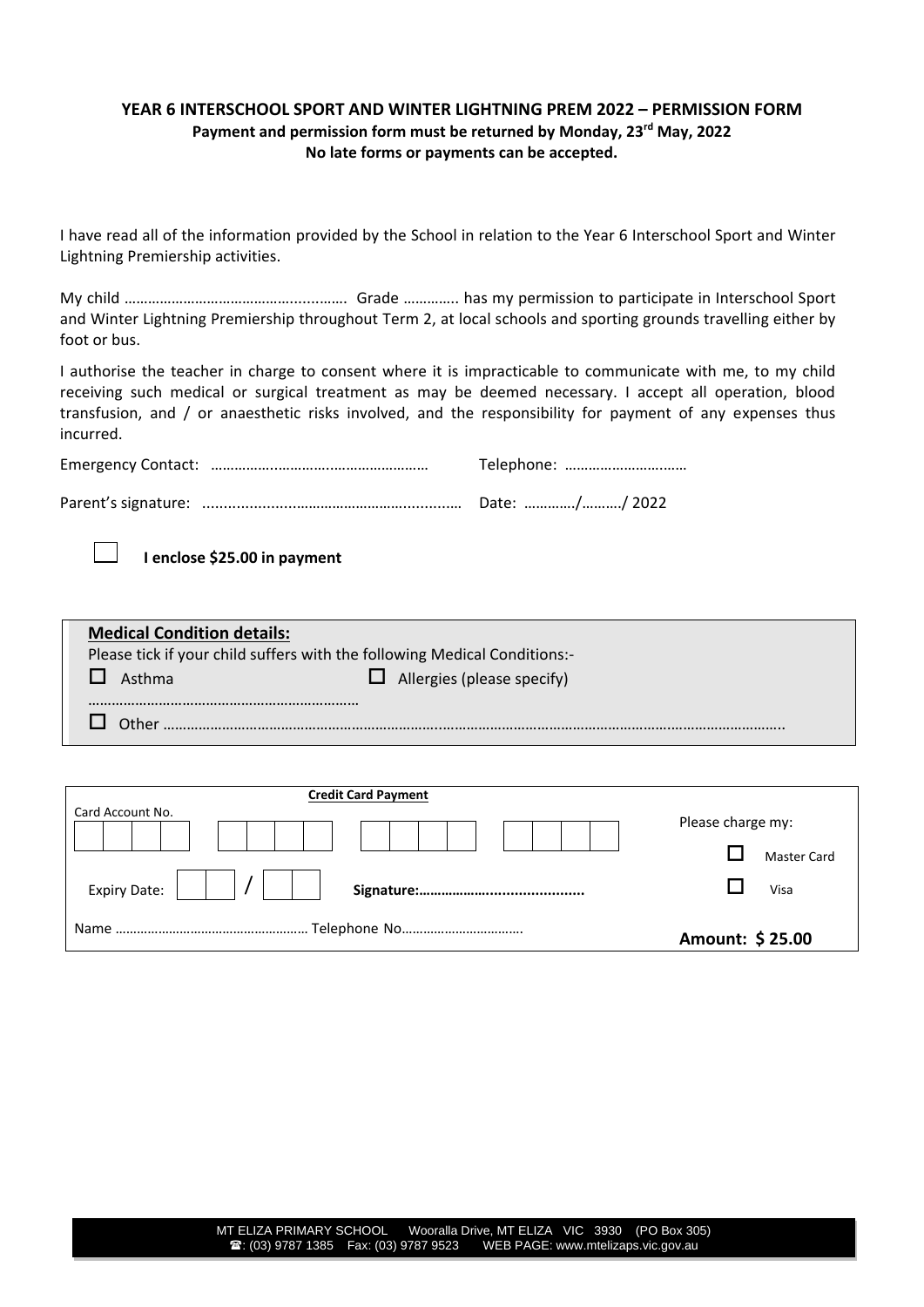**YEAR 6 INTERSCHOOL SPORT AND WINTER LIGHTNING PREM 2022 – PERMISSION FORM**

**Payment and permission form must be returned by Monday, 23rd May, 2022**

**No late forms or payments can be accepted.**

I have read all of the information provided by the School in relation to the Year 6 Interschool Sport and Winter Lightning Premiership activities.

My child ………………………………….......…. Grade …………. has my permission to participate in Interschool Sport and Winter Lightning Premiership throughout Term 2, at local schools and sporting grounds travelling either by foot or bus.

I authorise the teacher in charge to consent where it is impracticable to communicate with me, to my child receiving such medical or surgical treatment as may be deemed necessary. I accept all operation, blood transfusion, and / or anaesthetic risks involved, and the responsibility for payment of any expenses thus incurred.

Emergency Contact: ……………..……………..…………………… Telephone: …………………….……

Parent's signature: ...............……………………….............… Date: …………/………/ 2022

☐ **I enclose $25.00 in payment**

**Medical Condition details:**

Please tick if your child suffers with the following Medical Conditions:-

☐ Asthma ☐ Allergies (please specify)

……………………………………………………………

☐ Other ………………………………………………………………………………………………………………………………………..

**Credit Card Payment**

Card Account No. [ | | | ] [ | | | ] [ | | | ] [ | | | ]

Please charge my:

☐ Master Card

☐ Visa

Expiry Date: [ | ] / [ | ] **Signature:…………….....................**

Name ……………………………………………… Telephone No…………………………….

**Amount: $ 25.00**

MT ELIZA PRIMARY SCHOOL Wooralla Drive, MT ELIZA VIC 3930 (PO Box 305)
☎: (03) 9787 1385 Fax: (03) 9787 9523 WEB PAGE: www.mtelizaps.vic.gov.au